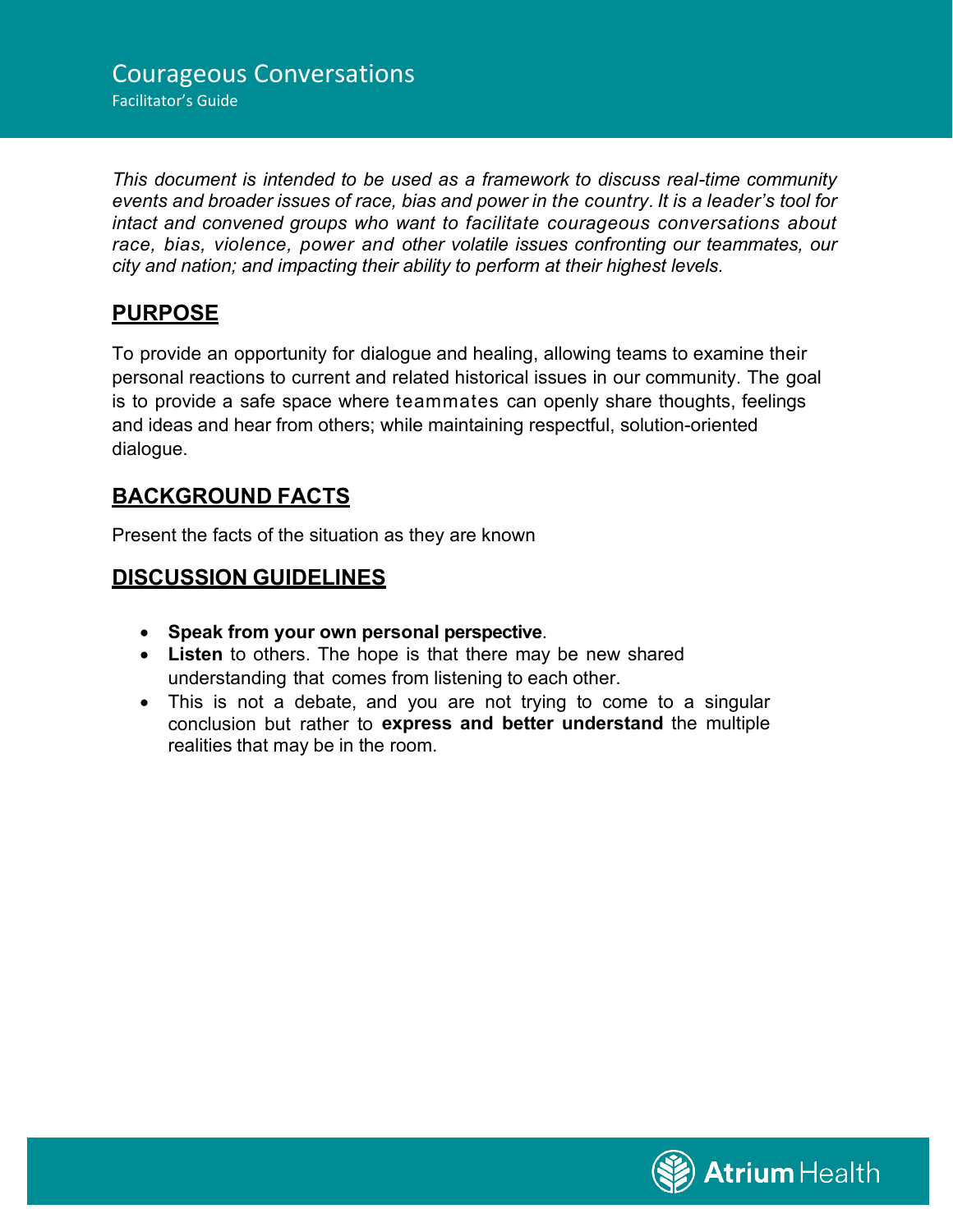# Courageous Conversations

Facilitator's Guide

*This document is intended to be used as a framework to discuss real-time community events and broader issues of race, bias and power in the country. It is a leader's tool for intact and convened groups who want to facilitate courageous conversations about race, bias, violence, power and other volatile issues confronting our teammates, our city and nation; and impacting their ability to perform at their highest levels.*

## PURPOSE

To provide an opportunity for dialogue and healing, allowing teams to examine their personal reactions to current and related historical issues in our community. The goal is to provide a safe space where teammates can openly share thoughts, feelings and ideas and hear from others; while maintaining respectful, solution-oriented dialogue.

## BACKGROUND FACTS

Present the facts of the situation as they are known

## DISCUSSION GUIDELINES

- **Speak from your own personal perspective**.
- **Listen** to others. The hope is that there may be new shared understanding that comes from listening to each other.
- This is not a debate, and you are not trying to come to a singular conclusion but rather to **express and better understand** the multiple realities that may be in the room.

Atrium Health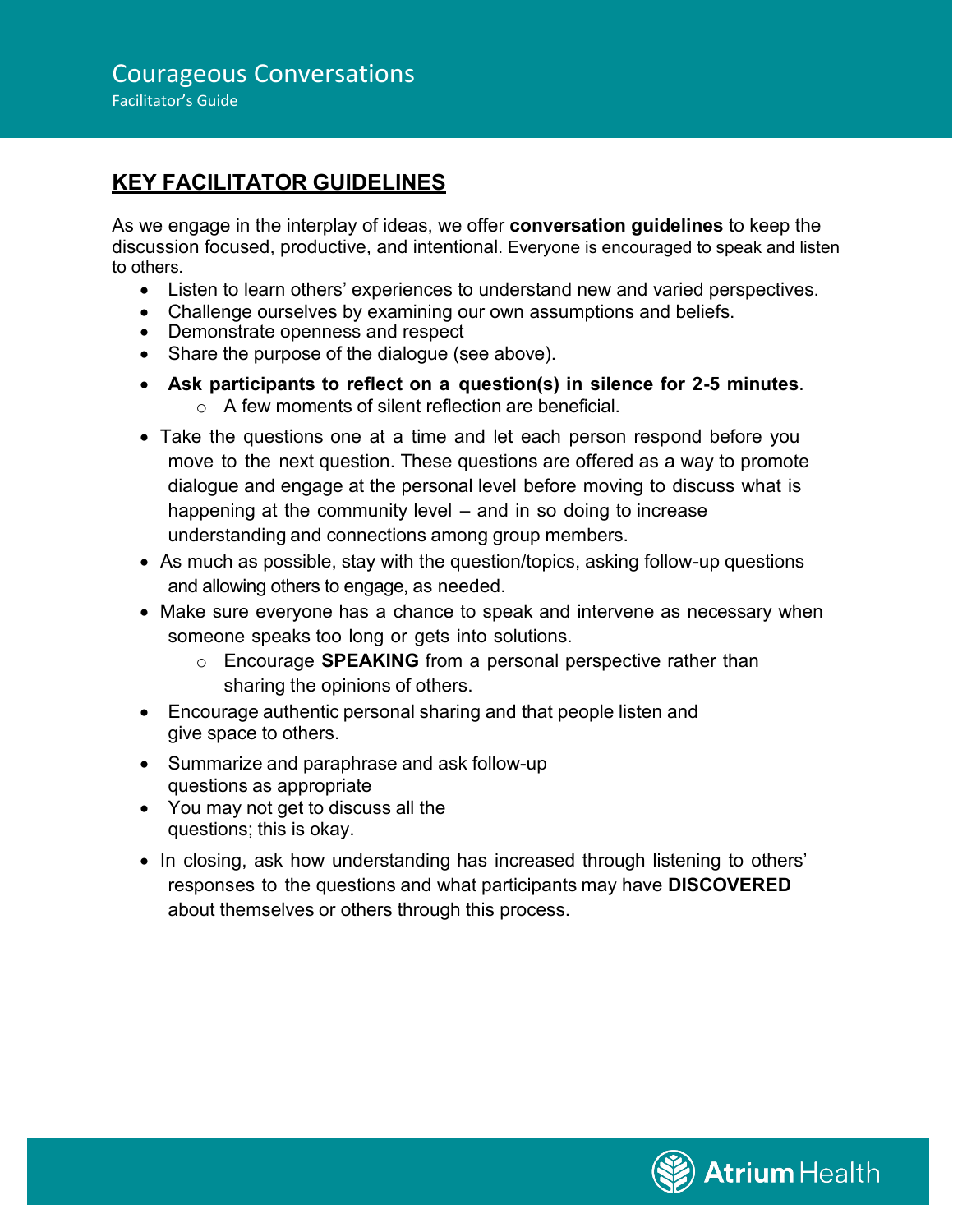## KEY FACILITATOR GUIDELINES

As we engage in the interplay of ideas, we offer **conversation guidelines** to keep the discussion focused, productive, and intentional. Everyone is encouraged to speak and listen to others.

- Listen to learn others' experiences to understand new and varied perspectives.
- Challenge ourselves by examining our own assumptions and beliefs.
- Demonstrate openness and respect
- Share the purpose of the dialogue (see above).
- **Ask participants to reflect on a question(s) in silence for 2-5 minutes**.
  - A few moments of silent reflection are beneficial.
- Take the questions one at a time and let each person respond before you move to the next question. These questions are offered as a way to promote dialogue and engage at the personal level before moving to discuss what is happening at the community level – and in so doing to increase understanding and connections among group members.
- As much as possible, stay with the question/topics, asking follow-up questions and allowing others to engage, as needed.
- Make sure everyone has a chance to speak and intervene as necessary when someone speaks too long or gets into solutions.
  - Encourage **SPEAKING** from a personal perspective rather than sharing the opinions of others.
- Encourage authentic personal sharing and that people listen and give space to others.
- Summarize and paraphrase and ask follow-up questions as appropriate
- You may not get to discuss all the questions; this is okay.
- In closing, ask how understanding has increased through listening to others' responses to the questions and what participants may have **DISCOVERED** about themselves or others through this process.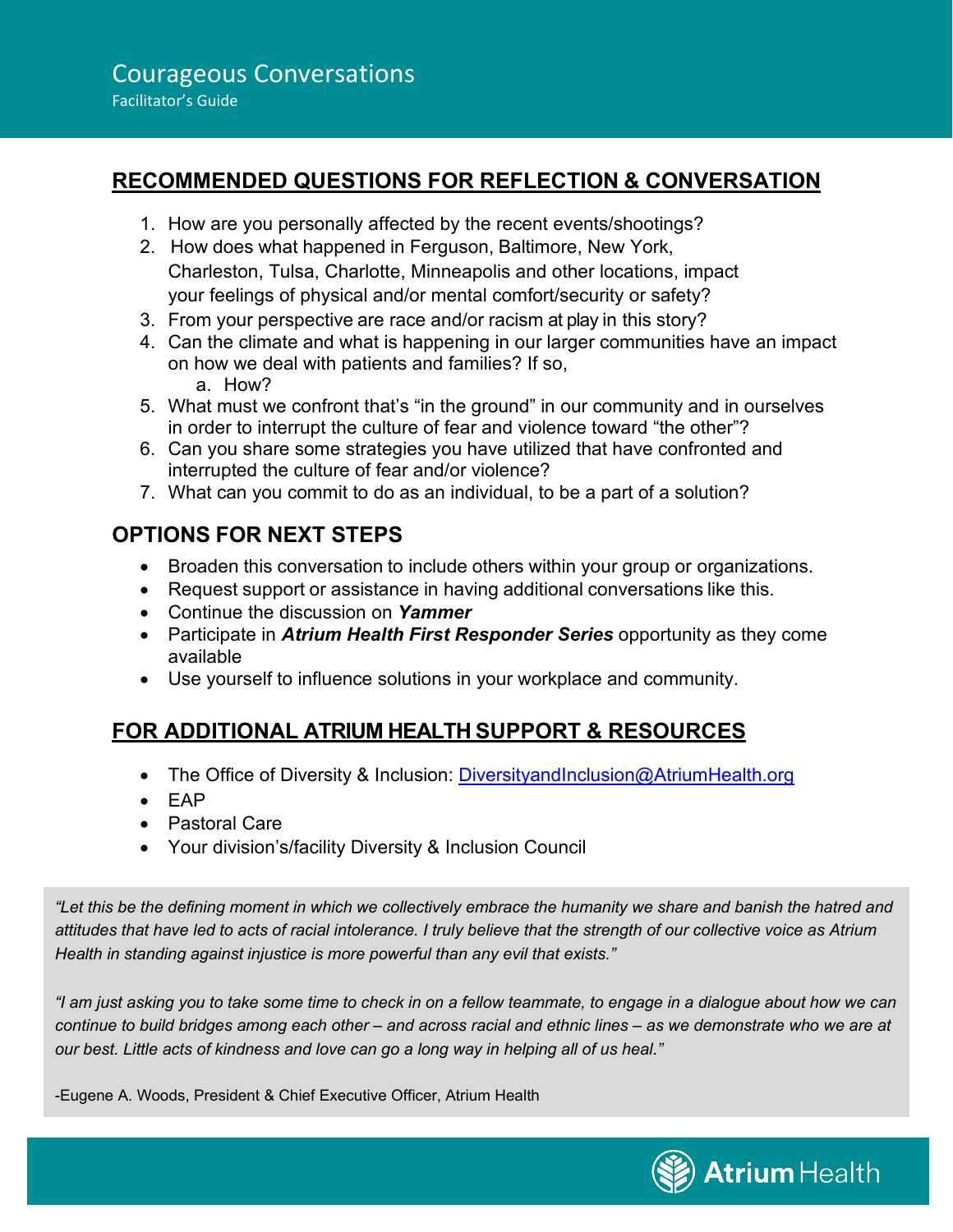# Courageous Conversations

Facilitator's Guide

## RECOMMENDED QUESTIONS FOR REFLECTION & CONVERSATION

1. How are you personally affected by the recent events/shootings?
2. How does what happened in Ferguson, Baltimore, New York, Charleston, Tulsa, Charlotte, Minneapolis and other locations, impact your feelings of physical and/or mental comfort/security or safety?
3. From your perspective are race and/or racism at play in this story?
4. Can the climate and what is happening in our larger communities have an impact on how we deal with patients and families? If so,
   a. How?
5. What must we confront that's "in the ground" in our community and in ourselves in order to interrupt the culture of fear and violence toward "the other"?
6. Can you share some strategies you have utilized that have confronted and interrupted the culture of fear and/or violence?
7. What can you commit to do as an individual, to be a part of a solution?

## OPTIONS FOR NEXT STEPS

- Broaden this conversation to include others within your group or organizations.
- Request support or assistance in having additional conversations like this.
- Continue the discussion on ***Yammer***
- Participate in ***Atrium Health First Responder Series*** opportunity as they come available
- Use yourself to influence solutions in your workplace and community.

## FOR ADDITIONAL ATRIUM HEALTH SUPPORT & RESOURCES

- The Office of Diversity & Inclusion: DiversityandInclusion@AtriumHealth.org
- EAP
- Pastoral Care
- Your division's/facility Diversity & Inclusion Council

*"Let this be the defining moment in which we collectively embrace the humanity we share and banish the hatred and attitudes that have led to acts of racial intolerance. I truly believe that the strength of our collective voice as Atrium Health in standing against injustice is more powerful than any evil that exists."*

*"I am just asking you to take some time to check in on a fellow teammate, to engage in a dialogue about how we can continue to build bridges among each other – and across racial and ethnic lines – as we demonstrate who we are at our best. Little acts of kindness and love can go a long way in helping all of us heal."*

-Eugene A. Woods, President & Chief Executive Officer, Atrium Health

Atrium Health